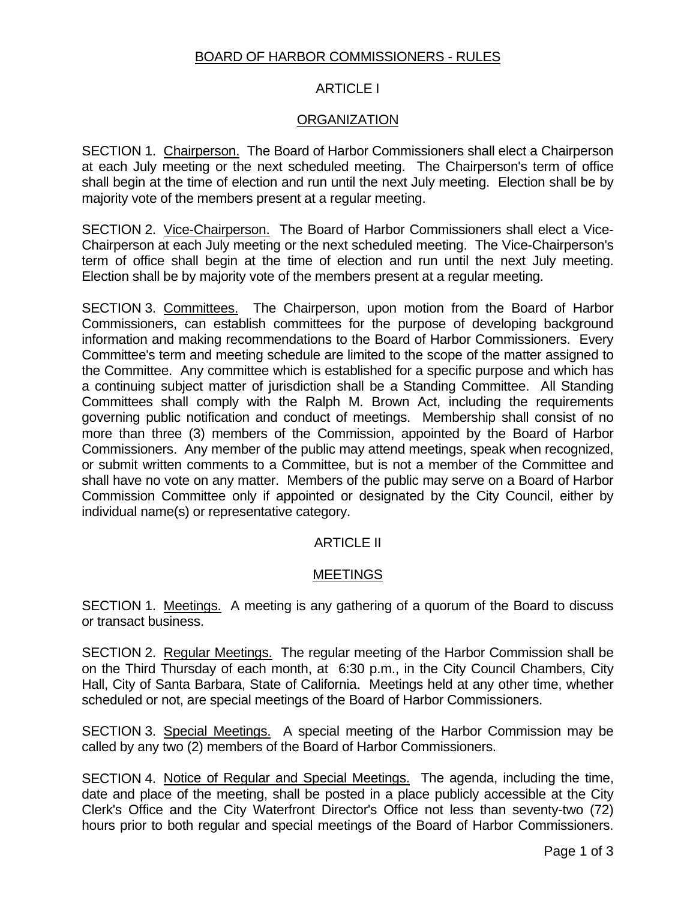# BOARD OF HARBOR COMMISSIONERS - RULES

## ARTICLE I

## ORGANIZATION

SECTION 1. Chairperson. The Board of Harbor Commissioners shall elect a Chairperson at each July meeting or the next scheduled meeting. The Chairperson's term of office shall begin at the time of election and run until the next July meeting. Election shall be by majority vote of the members present at a regular meeting.

SECTION 2. Vice-Chairperson. The Board of Harbor Commissioners shall elect a Vice-Chairperson at each July meeting or the next scheduled meeting. The Vice-Chairperson's term of office shall begin at the time of election and run until the next July meeting. Election shall be by majority vote of the members present at a regular meeting.

SECTION 3. Committees. The Chairperson, upon motion from the Board of Harbor Commissioners, can establish committees for the purpose of developing background information and making recommendations to the Board of Harbor Commissioners. Every Committee's term and meeting schedule are limited to the scope of the matter assigned to the Committee. Any committee which is established for a specific purpose and which has a continuing subject matter of jurisdiction shall be a Standing Committee. All Standing Committees shall comply with the Ralph M. Brown Act, including the requirements governing public notification and conduct of meetings. Membership shall consist of no more than three (3) members of the Commission, appointed by the Board of Harbor Commissioners. Any member of the public may attend meetings, speak when recognized, or submit written comments to a Committee, but is not a member of the Committee and shall have no vote on any matter. Members of the public may serve on a Board of Harbor Commission Committee only if appointed or designated by the City Council, either by individual name(s) or representative category.

## ARTICLE II

## MEETINGS

SECTION 1. Meetings. A meeting is any gathering of a quorum of the Board to discuss or transact business.

SECTION 2. Regular Meetings. The regular meeting of the Harbor Commission shall be on the Third Thursday of each month, at 6:30 p.m., in the City Council Chambers, City Hall, City of Santa Barbara, State of California. Meetings held at any other time, whether scheduled or not, are special meetings of the Board of Harbor Commissioners.

SECTION 3. Special Meetings. A special meeting of the Harbor Commission may be called by any two (2) members of the Board of Harbor Commissioners.

SECTION 4. Notice of Regular and Special Meetings. The agenda, including the time, date and place of the meeting, shall be posted in a place publicly accessible at the City Clerk's Office and the City Waterfront Director's Office not less than seventy-two (72) hours prior to both regular and special meetings of the Board of Harbor Commissioners.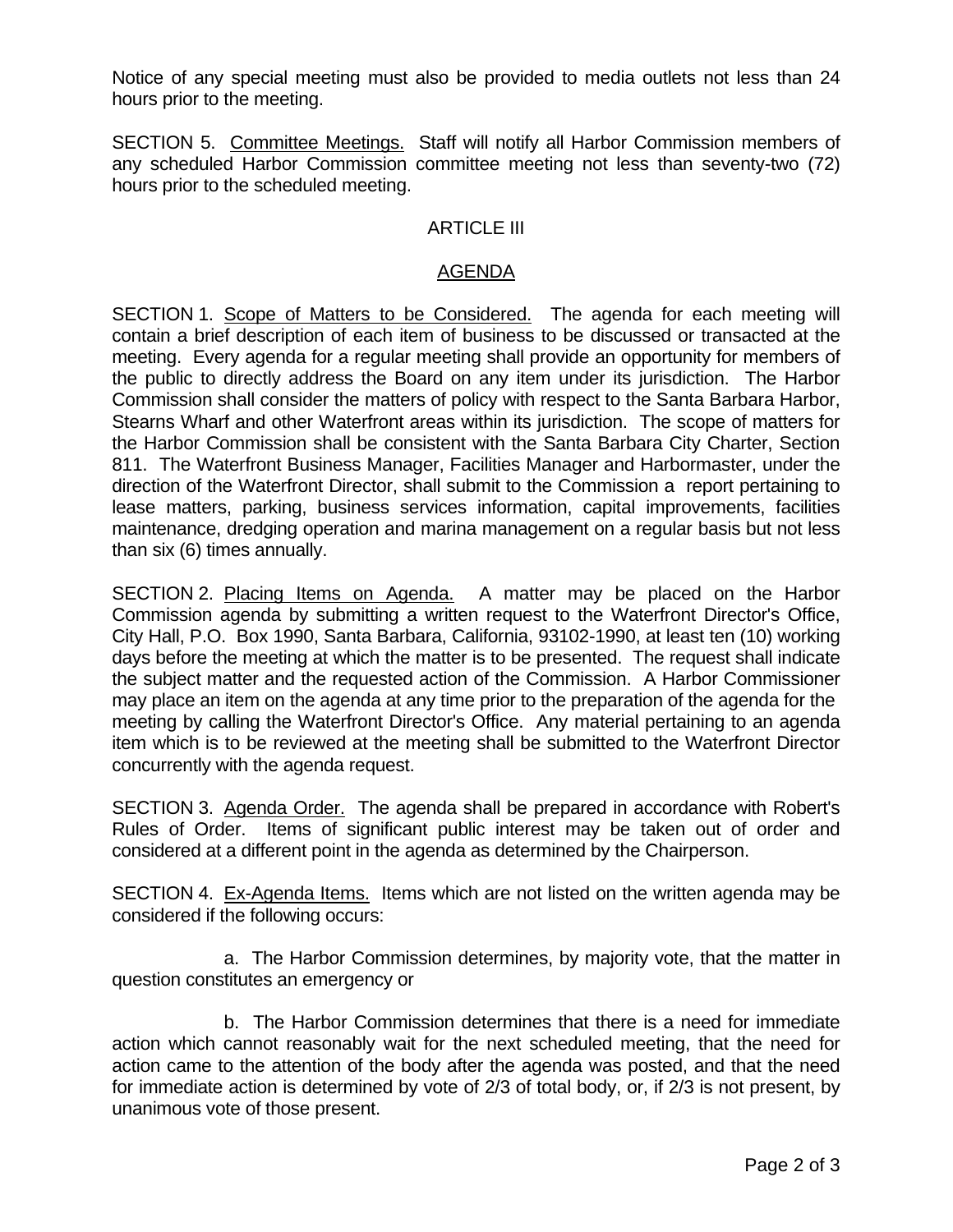Notice of any special meeting must also be provided to media outlets not less than 24 hours prior to the meeting.

SECTION 5. Committee Meetings. Staff will notify all Harbor Commission members of any scheduled Harbor Commission committee meeting not less than seventy-two (72) hours prior to the scheduled meeting.

## ARTICLE III

## AGENDA

SECTION 1. Scope of Matters to be Considered. The agenda for each meeting will contain a brief description of each item of business to be discussed or transacted at the meeting. Every agenda for a regular meeting shall provide an opportunity for members of the public to directly address the Board on any item under its jurisdiction. The Harbor Commission shall consider the matters of policy with respect to the Santa Barbara Harbor, Stearns Wharf and other Waterfront areas within its jurisdiction. The scope of matters for the Harbor Commission shall be consistent with the Santa Barbara City Charter, Section 811. The Waterfront Business Manager, Facilities Manager and Harbormaster, under the direction of the Waterfront Director, shall submit to the Commission a report pertaining to lease matters, parking, business services information, capital improvements, facilities maintenance, dredging operation and marina management on a regular basis but not less than six (6) times annually.

SECTION 2. Placing Items on Agenda. A matter may be placed on the Harbor Commission agenda by submitting a written request to the Waterfront Director's Office, City Hall, P.O. Box 1990, Santa Barbara, California, 93102-1990, at least ten (10) working days before the meeting at which the matter is to be presented. The request shall indicate the subject matter and the requested action of the Commission. A Harbor Commissioner may place an item on the agenda at any time prior to the preparation of the agenda for the meeting by calling the Waterfront Director's Office. Any material pertaining to an agenda item which is to be reviewed at the meeting shall be submitted to the Waterfront Director concurrently with the agenda request.

SECTION 3. Agenda Order. The agenda shall be prepared in accordance with Robert's Rules of Order. Items of significant public interest may be taken out of order and considered at a different point in the agenda as determined by the Chairperson.

SECTION 4. Ex-Agenda Items. Items which are not listed on the written agenda may be considered if the following occurs:

a. The Harbor Commission determines, by majority vote, that the matter in question constitutes an emergency or

b. The Harbor Commission determines that there is a need for immediate action which cannot reasonably wait for the next scheduled meeting, that the need for action came to the attention of the body after the agenda was posted, and that the need for immediate action is determined by vote of 2/3 of total body, or, if 2/3 is not present, by unanimous vote of those present.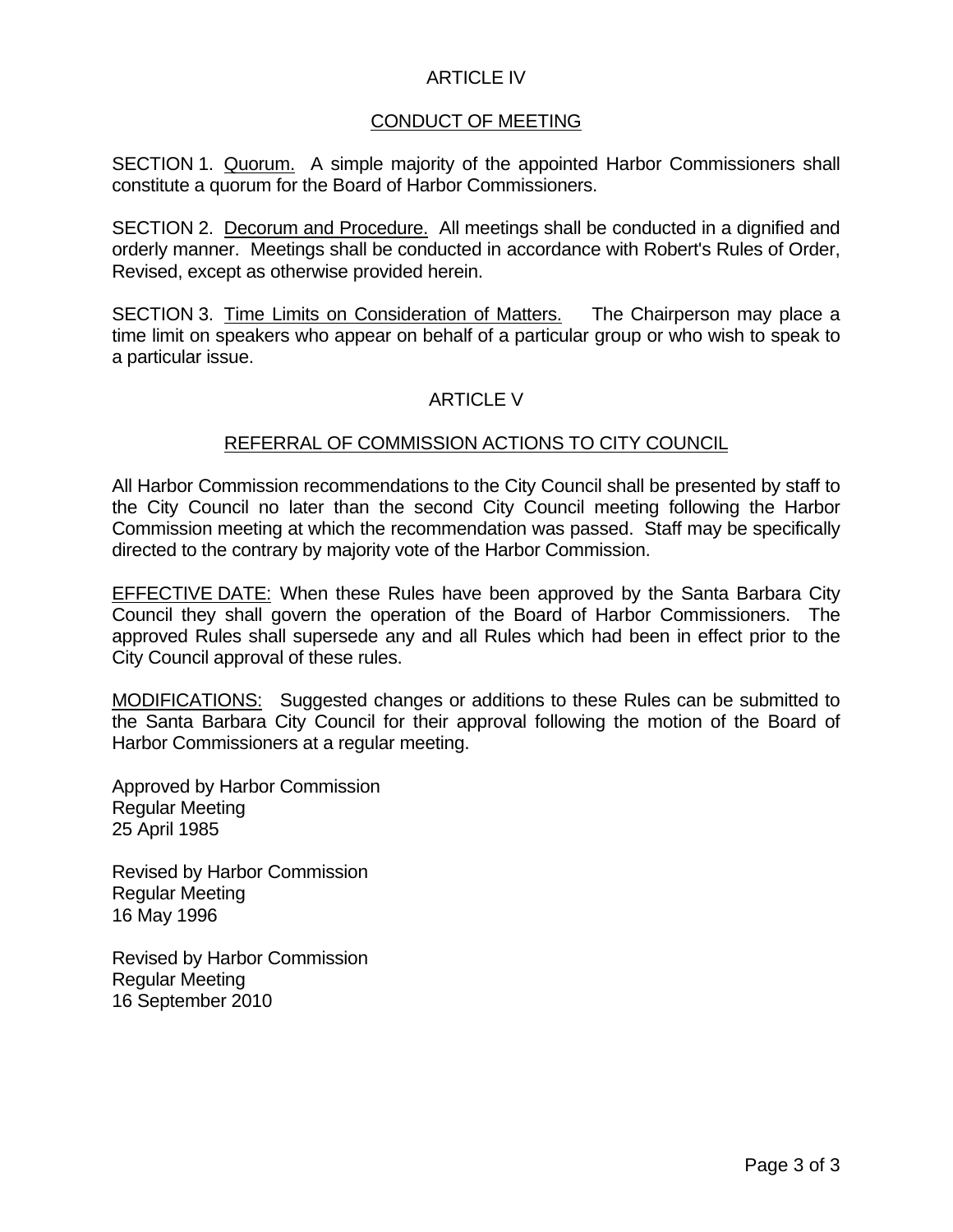## ARTICLE IV

### CONDUCT OF MEETING

SECTION 1. Quorum. A simple majority of the appointed Harbor Commissioners shall constitute a quorum for the Board of Harbor Commissioners.

SECTION 2. Decorum and Procedure. All meetings shall be conducted in a dignified and orderly manner. Meetings shall be conducted in accordance with Robert's Rules of Order, Revised, except as otherwise provided herein.

SECTION 3. Time Limits on Consideration of Matters. The Chairperson may place a time limit on speakers who appear on behalf of a particular group or who wish to speak to a particular issue.

## ARTICLE V

### REFERRAL OF COMMISSION ACTIONS TO CITY COUNCIL

All Harbor Commission recommendations to the City Council shall be presented by staff to the City Council no later than the second City Council meeting following the Harbor Commission meeting at which the recommendation was passed. Staff may be specifically directed to the contrary by majority vote of the Harbor Commission.

EFFECTIVE DATE: When these Rules have been approved by the Santa Barbara City Council they shall govern the operation of the Board of Harbor Commissioners. The approved Rules shall supersede any and all Rules which had been in effect prior to the City Council approval of these rules.

MODIFICATIONS: Suggested changes or additions to these Rules can be submitted to the Santa Barbara City Council for their approval following the motion of the Board of Harbor Commissioners at a regular meeting.

Approved by Harbor Commission
Regular Meeting
25 April 1985

Revised by Harbor Commission
Regular Meeting
16 May 1996

Revised by Harbor Commission
Regular Meeting
16 September 2010